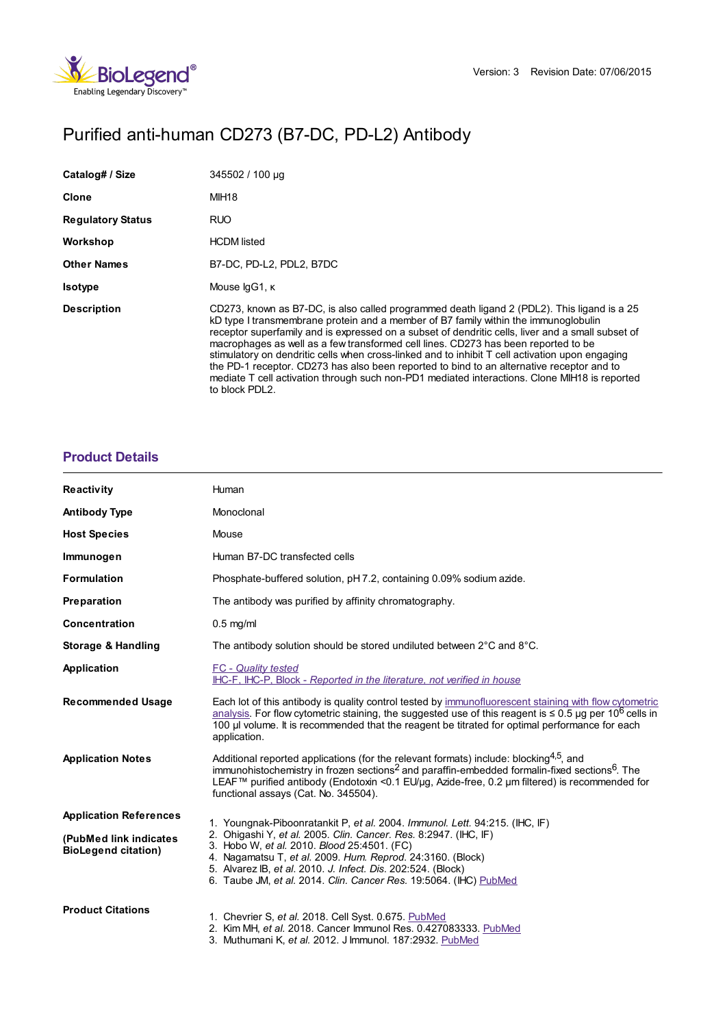Version: 3 Revision Date: 07/06/2015

# Purified anti-human CD273 (B7-DC, PD-L2) Antibody

| | |
|---|---|
| **Catalog# / Size** | 345502 / 100 µg |
| **Clone** | MIH18 |
| **Regulatory Status** | RUO |
| **Workshop** | HCDM listed |
| **Other Names** | B7-DC, PD-L2, PDL2, B7DC |
| **Isotype** | Mouse IgG1, κ |
| **Description** | CD273, known as B7-DC, is also called programmed death ligand 2 (PDL2). This ligand is a 25 kD type I transmembrane protein and a member of B7 family within the immunoglobulin receptor superfamily and is expressed on a subset of dendritic cells, liver and a small subset of macrophages as well as a few transformed cell lines. CD273 has been reported to be stimulatory on dendritic cells when cross-linked and to inhibit T cell activation upon engaging the PD-1 receptor. CD273 has also been reported to bind to an alternative receptor and to mediate T cell activation through such non-PD1 mediated interactions. Clone MIH18 is reported to block PDL2. |

## Product Details

| | |
|---|---|
| **Reactivity** | Human |
| **Antibody Type** | Monoclonal |
| **Host Species** | Mouse |
| **Immunogen** | Human B7-DC transfected cells |
| **Formulation** | Phosphate-buffered solution, pH 7.2, containing 0.09% sodium azide. |
| **Preparation** | The antibody was purified by affinity chromatography. |
| **Concentration** | 0.5 mg/ml |
| **Storage & Handling** | The antibody solution should be stored undiluted between 2°C and 8°C. |
| **Application** | FC - *Quality tested*<br>IHC-F, IHC-P, Block - *Reported in the literature, not verified in house* |
| **Recommended Usage** | Each lot of this antibody is quality control tested by immunofluorescent staining with flow cytometric analysis. For flow cytometric staining, the suggested use of this reagent is ≤ 0.5 µg per $10^6$ cells in 100 µl volume. It is recommended that the reagent be titrated for optimal performance for each application. |
| **Application Notes** | Additional reported applications (for the relevant formats) include: blocking[4,5], and immunohistochemistry in frozen sections[2] and paraffin-embedded formalin-fixed sections[6]. The LEAF™ purified antibody (Endotoxin <0.1 EU/µg, Azide-free, 0.2 µm filtered) is recommended for functional assays (Cat. No. 345504). |

**Application References**

**(PubMed link indicates BioLegend citation)**

1. Youngnak-Piboonratankit P, *et al.* 2004. *Immunol. Lett.* 94:215. (IHC, IF)
2. Ohigashi Y, *et al.* 2005. *Clin. Cancer. Res.* 8:2947. (IHC, IF)
3. Hobo W, *et al.* 2010. *Blood* 25:4501. (FC)
4. Nagamatsu T, *et al.* 2009. *Hum. Reprod.* 24:3160. (Block)
5. Alvarez IB, *et al.* 2010. *J. Infect. Dis.* 202:524. (Block)
6. Taube JM, *et al.* 2014. *Clin. Cancer Res.* 19:5064. (IHC) PubMed

**Product Citations**

1. Chevrier S, *et al.* 2018. Cell Syst. 0.675. PubMed
2. Kim MH, *et al.* 2018. Cancer Immunol Res. 0.427083333. PubMed
3. Muthumani K, *et al.* 2012. J Immunol. 187:2932. PubMed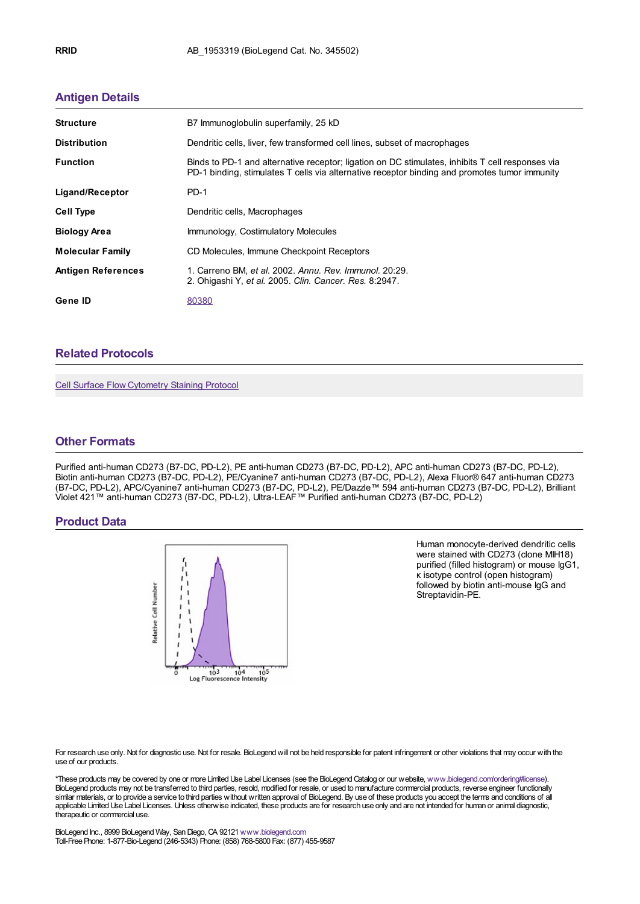| | |
|---|---|
| **RRID** | AB_1953319 (BioLegend Cat. No. 345502) |

## Antigen Details

| | |
|---|---|
| **Structure** | B7 Immunoglobulin superfamily, 25 kD |
| **Distribution** | Dendritic cells, liver, few transformed cell lines, subset of macrophages |
| **Function** | Binds to PD-1 and alternative receptor; ligation on DC stimulates, inhibits T cell responses via PD-1 binding, stimulates T cells via alternative receptor binding and promotes tumor immunity |
| **Ligand/Receptor** | PD-1 |
| **Cell Type** | Dendritic cells, Macrophages |
| **Biology Area** | Immunology, Costimulatory Molecules |
| **Molecular Family** | CD Molecules, Immune Checkpoint Receptors |
| **Antigen References** | 1. Carreno BM, *et al.* 2002. *Annu. Rev. Immunol.* 20:29.<br>2. Ohigashi Y, *et al.* 2005. *Clin. Cancer. Res.* 8:2947. |
| **Gene ID** | 80380 |

## Related Protocols

Cell Surface Flow Cytometry Staining Protocol

## Other Formats

Purified anti-human CD273 (B7-DC, PD-L2), PE anti-human CD273 (B7-DC, PD-L2), APC anti-human CD273 (B7-DC, PD-L2), Biotin anti-human CD273 (B7-DC, PD-L2), PE/Cyanine7 anti-human CD273 (B7-DC, PD-L2), Alexa Fluor® 647 anti-human CD273 (B7-DC, PD-L2), APC/Cyanine7 anti-human CD273 (B7-DC, PD-L2), PE/Dazzle™ 594 anti-human CD273 (B7-DC, PD-L2), Brilliant Violet 421™ anti-human CD273 (B7-DC, PD-L2), Ultra-LEAF™ Purified anti-human CD273 (B7-DC, PD-L2)

## Product Data

Relative Cell Number

0

$10^3$

$10^4$

$10^5$

Log Fluorescence Intensity

Human monocyte-derived dendritic cells were stained with CD273 (clone MIH18) purified (filled histogram) or mouse IgG1, κ isotype control (open histogram) followed by biotin anti-mouse IgG and Streptavidin-PE.

For research use only. Not for diagnostic use. Not for resale. BioLegend will not be held responsible for patent infringement or other violations that may occur with the use of our products.

*These products may be covered by one or more Limited Use Label Licenses (see the BioLegend Catalog or our website, www.biolegend.com/ordering#license). BioLegend products may not be transferred to third parties, resold, modified for resale, or used to manufacture commercial products, reverse engineer functionally similar materials, or to provide a service to third parties without written approval of BioLegend. By use of these products you accept the terms and conditions of all applicable Limited Use Label Licenses. Unless otherwise indicated, these products are for research use only and are not intended for human or animal diagnostic, therapeutic or commercial use.

BioLegend Inc., 8999 BioLegend Way, San Diego, CA 92121 www.biolegend.com
Toll-Free Phone: 1-877-Bio-Legend (246-5343) Phone: (858) 768-5800 Fax: (877) 455-9587